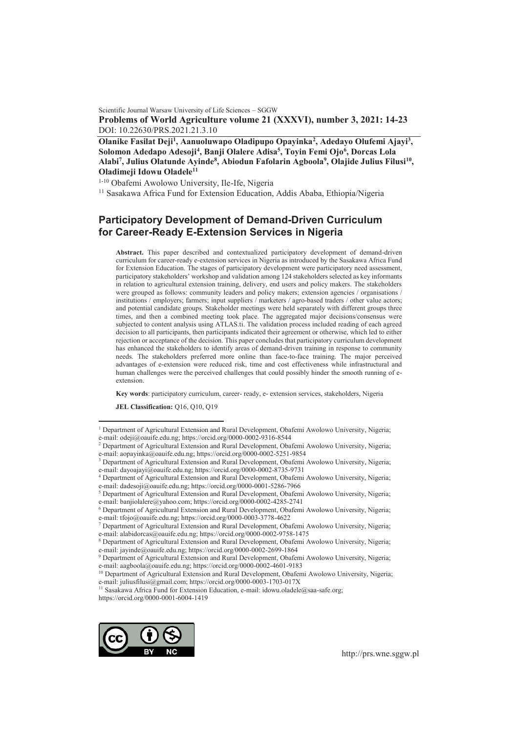Scientific Journal Warsaw University of Life Sciences – SGGW

**Problems of World Agriculture volume 21 (XXXVI), number 3, 2021: 14-23**

DOI: 10.22630/PRS.2021.21.3.10

**Olanike Fasilat Deji[1], Aanuoluwapo Oladipupo Opayinka[2], Adedayo Olufemi Ajayi[3], Solomon Adedapo Adesoji[4], Banji Olalere Adisa[5], Toyin Femi Ojo[6], Dorcas Lola Alabi[7], Julius Olatunde Ayinde[8], Abiodun Fafolarin Agboola[9], Olajide Julius Filusi[10], Oladimeji Idowu Oladele[11]**

[1-10] Obafemi Awolowo University, Ile-Ife, Nigeria

[11] Sasakawa Africa Fund for Extension Education, Addis Ababa, Ethiopia/Nigeria

# Participatory Development of Demand-Driven Curriculum for Career-Ready E-Extension Services in Nigeria

**Abstract.** This paper described and contextualized participatory development of demand-driven curriculum for career-ready e-extension services in Nigeria as introduced by the Sasakawa Africa Fund for Extension Education. The stages of participatory development were participatory need assessment, participatory stakeholders' workshop and validation among 124 stakeholders selected as key informants in relation to agricultural extension training, delivery, end users and policy makers. The stakeholders were grouped as follows: community leaders and policy makers; extension agencies / organisations / institutions / employers; farmers; input suppliers / marketers / agro-based traders / other value actors; and potential candidate groups. Stakeholder meetings were held separately with different groups three times, and then a combined meeting took place. The aggregated major decisions/consensus were subjected to content analysis using ATLAS.ti. The validation process included reading of each agreed decision to all participants, then participants indicated their agreement or otherwise, which led to either rejection or acceptance of the decision. This paper concludes that participatory curriculum development has enhanced the stakeholders to identify areas of demand-driven training in response to community needs. The stakeholders preferred more online than face-to-face training. The major perceived advantages of e-extension were reduced risk, time and cost effectiveness while infrastructural and human challenges were the perceived challenges that could possibly hinder the smooth running of e-extension.

**Key words**: participatory curriculum, career- ready, e- extension services, stakeholders, Nigeria

**JEL Classification:** Q16, Q10, Q19

---

[1] Department of Agricultural Extension and Rural Development, Obafemi Awolowo University, Nigeria; e-mail: odeji@oauife.edu.ng; https://orcid.org/0000-0002-9316-8544

[2] Department of Agricultural Extension and Rural Development, Obafemi Awolowo University, Nigeria; e-mail: aopayinka@oauife.edu.ng; https://orcid.org/0000-0002-5251-9854

[3] Department of Agricultural Extension and Rural Development, Obafemi Awolowo University, Nigeria; e-mail: dayoajayi@oauife.edu.ng; https://orcid.org/0000-0002-8735-9731

[4] Department of Agricultural Extension and Rural Development, Obafemi Awolowo University, Nigeria; e-mail: dadesoji@oauife.edu.ng; https://orcid.org/0000-0001-5286-7966

[5] Department of Agricultural Extension and Rural Development, Obafemi Awolowo University, Nigeria; e-mail: banjiolalere@yahoo.com; https://orcid.org/0000-0002-4285-2741

[6] Department of Agricultural Extension and Rural Development, Obafemi Awolowo University, Nigeria; e-mail: tfojo@oauife.edu.ng; https://orcid.org/0000-0003-3778-4622

[7] Department of Agricultural Extension and Rural Development, Obafemi Awolowo University, Nigeria; e-mail: alabidorcas@oauife.edu.ng; https://orcid.org/0000-0002-9758-1475

[8] Department of Agricultural Extension and Rural Development, Obafemi Awolowo University, Nigeria; e-mail: jayinde@oauife.edu.ng; https://orcid.org/0000-0002-2699-1864

[9] Department of Agricultural Extension and Rural Development, Obafemi Awolowo University, Nigeria; e-mail: aagboola@oauife.edu.ng; https://orcid.org/0000-0002-4601-9183

[10] Department of Agricultural Extension and Rural Development, Obafemi Awolowo University, Nigeria; e-mail: juliusfilusi@gmail.com; https://orcid.org/0000-0003-1703-017X

[11] Sasakawa Africa Fund for Extension Education, e-mail: idowu.oladele@saa-safe.org; https://orcid.org/0000-0001-6004-1419

http://prs.wne.sggw.pl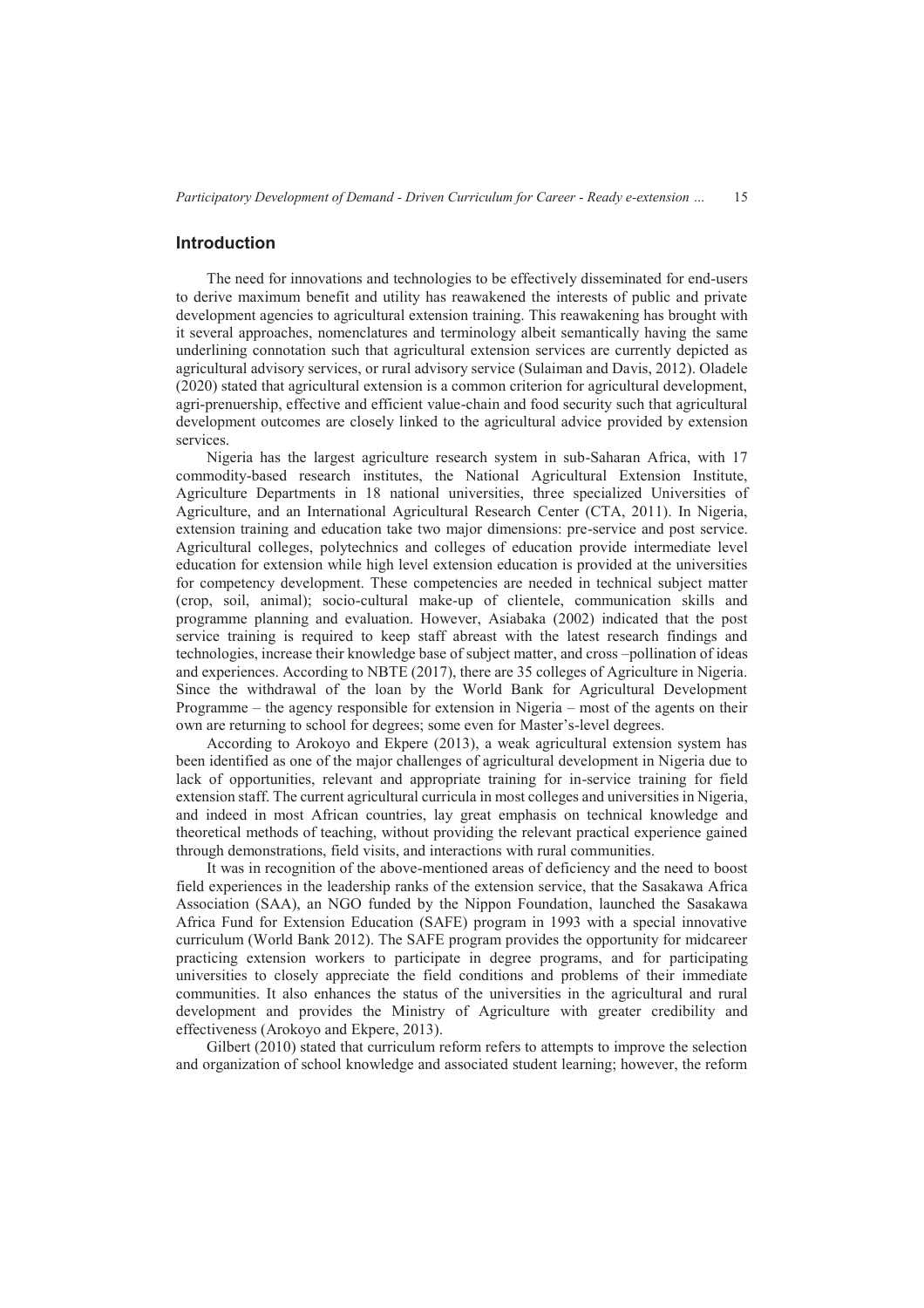## Introduction

The need for innovations and technologies to be effectively disseminated for end-users to derive maximum benefit and utility has reawakened the interests of public and private development agencies to agricultural extension training. This reawakening has brought with it several approaches, nomenclatures and terminology albeit semantically having the same underlining connotation such that agricultural extension services are currently depicted as agricultural advisory services, or rural advisory service (Sulaiman and Davis, 2012). Oladele (2020) stated that agricultural extension is a common criterion for agricultural development, agri-prenuership, effective and efficient value-chain and food security such that agricultural development outcomes are closely linked to the agricultural advice provided by extension services.

Nigeria has the largest agriculture research system in sub-Saharan Africa, with 17 commodity-based research institutes, the National Agricultural Extension Institute, Agriculture Departments in 18 national universities, three specialized Universities of Agriculture, and an International Agricultural Research Center (CTA, 2011). In Nigeria, extension training and education take two major dimensions: pre-service and post service. Agricultural colleges, polytechnics and colleges of education provide intermediate level education for extension while high level extension education is provided at the universities for competency development. These competencies are needed in technical subject matter (crop, soil, animal); socio-cultural make-up of clientele, communication skills and programme planning and evaluation. However, Asiabaka (2002) indicated that the post service training is required to keep staff abreast with the latest research findings and technologies, increase their knowledge base of subject matter, and cross –pollination of ideas and experiences. According to NBTE (2017), there are 35 colleges of Agriculture in Nigeria. Since the withdrawal of the loan by the World Bank for Agricultural Development Programme – the agency responsible for extension in Nigeria – most of the agents on their own are returning to school for degrees; some even for Master's-level degrees.

According to Arokoyo and Ekpere (2013), a weak agricultural extension system has been identified as one of the major challenges of agricultural development in Nigeria due to lack of opportunities, relevant and appropriate training for in-service training for field extension staff. The current agricultural curricula in most colleges and universities in Nigeria, and indeed in most African countries, lay great emphasis on technical knowledge and theoretical methods of teaching, without providing the relevant practical experience gained through demonstrations, field visits, and interactions with rural communities.

It was in recognition of the above-mentioned areas of deficiency and the need to boost field experiences in the leadership ranks of the extension service, that the Sasakawa Africa Association (SAA), an NGO funded by the Nippon Foundation, launched the Sasakawa Africa Fund for Extension Education (SAFE) program in 1993 with a special innovative curriculum (World Bank 2012). The SAFE program provides the opportunity for midcareer practicing extension workers to participate in degree programs, and for participating universities to closely appreciate the field conditions and problems of their immediate communities. It also enhances the status of the universities in the agricultural and rural development and provides the Ministry of Agriculture with greater credibility and effectiveness (Arokoyo and Ekpere, 2013).

Gilbert (2010) stated that curriculum reform refers to attempts to improve the selection and organization of school knowledge and associated student learning; however, the reform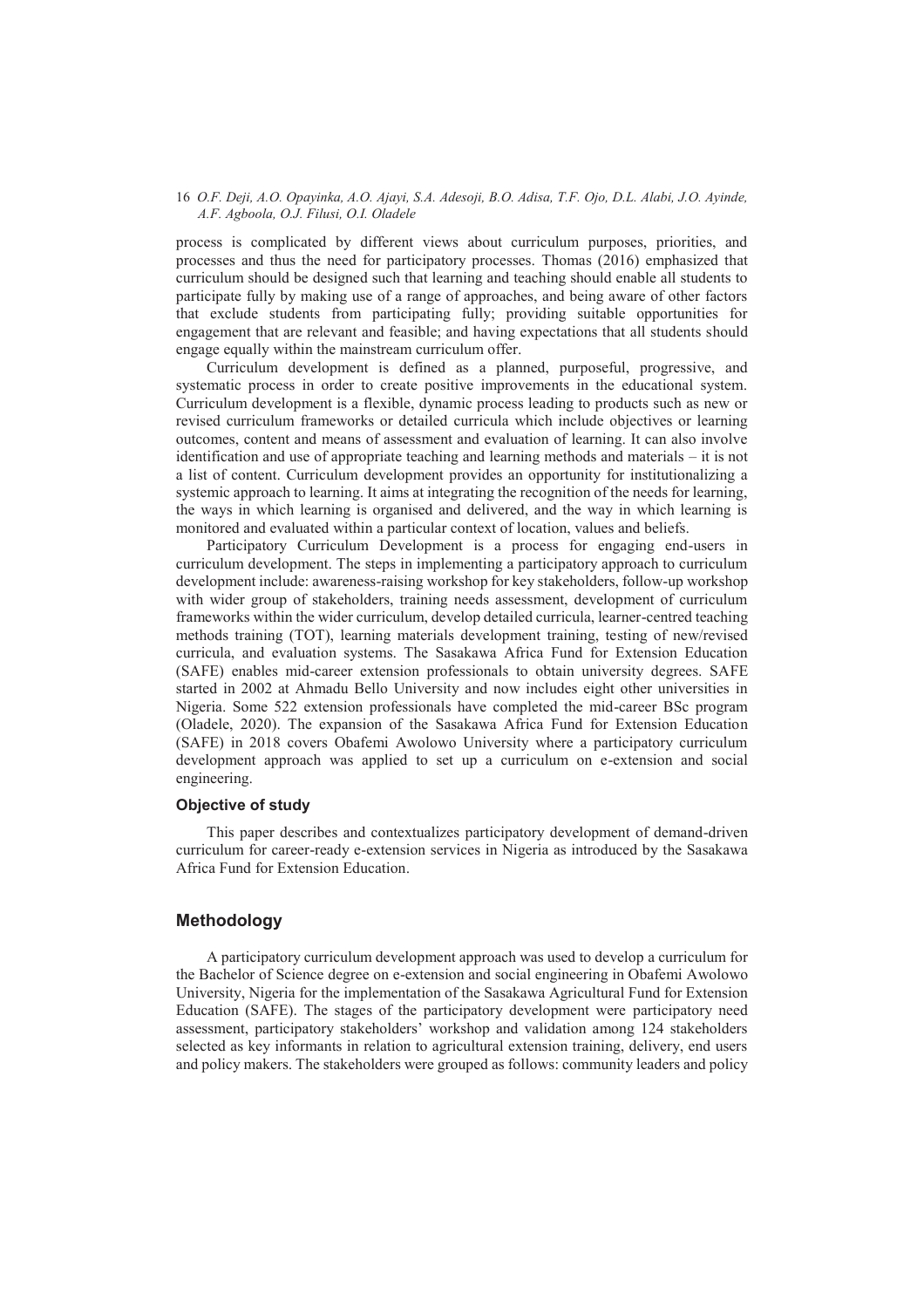process is complicated by different views about curriculum purposes, priorities, and processes and thus the need for participatory processes. Thomas (2016) emphasized that curriculum should be designed such that learning and teaching should enable all students to participate fully by making use of a range of approaches, and being aware of other factors that exclude students from participating fully; providing suitable opportunities for engagement that are relevant and feasible; and having expectations that all students should engage equally within the mainstream curriculum offer.

Curriculum development is defined as a planned, purposeful, progressive, and systematic process in order to create positive improvements in the educational system. Curriculum development is a flexible, dynamic process leading to products such as new or revised curriculum frameworks or detailed curricula which include objectives or learning outcomes, content and means of assessment and evaluation of learning. It can also involve identification and use of appropriate teaching and learning methods and materials – it is not a list of content. Curriculum development provides an opportunity for institutionalizing a systemic approach to learning. It aims at integrating the recognition of the needs for learning, the ways in which learning is organised and delivered, and the way in which learning is monitored and evaluated within a particular context of location, values and beliefs.

Participatory Curriculum Development is a process for engaging end-users in curriculum development. The steps in implementing a participatory approach to curriculum development include: awareness-raising workshop for key stakeholders, follow-up workshop with wider group of stakeholders, training needs assessment, development of curriculum frameworks within the wider curriculum, develop detailed curricula, learner-centred teaching methods training (TOT), learning materials development training, testing of new/revised curricula, and evaluation systems. The Sasakawa Africa Fund for Extension Education (SAFE) enables mid-career extension professionals to obtain university degrees. SAFE started in 2002 at Ahmadu Bello University and now includes eight other universities in Nigeria. Some 522 extension professionals have completed the mid-career BSc program (Oladele, 2020). The expansion of the Sasakawa Africa Fund for Extension Education (SAFE) in 2018 covers Obafemi Awolowo University where a participatory curriculum development approach was applied to set up a curriculum on e-extension and social engineering.

### Objective of study

This paper describes and contextualizes participatory development of demand-driven curriculum for career-ready e-extension services in Nigeria as introduced by the Sasakawa Africa Fund for Extension Education.

## Methodology

A participatory curriculum development approach was used to develop a curriculum for the Bachelor of Science degree on e-extension and social engineering in Obafemi Awolowo University, Nigeria for the implementation of the Sasakawa Agricultural Fund for Extension Education (SAFE). The stages of the participatory development were participatory need assessment, participatory stakeholders' workshop and validation among 124 stakeholders selected as key informants in relation to agricultural extension training, delivery, end users and policy makers. The stakeholders were grouped as follows: community leaders and policy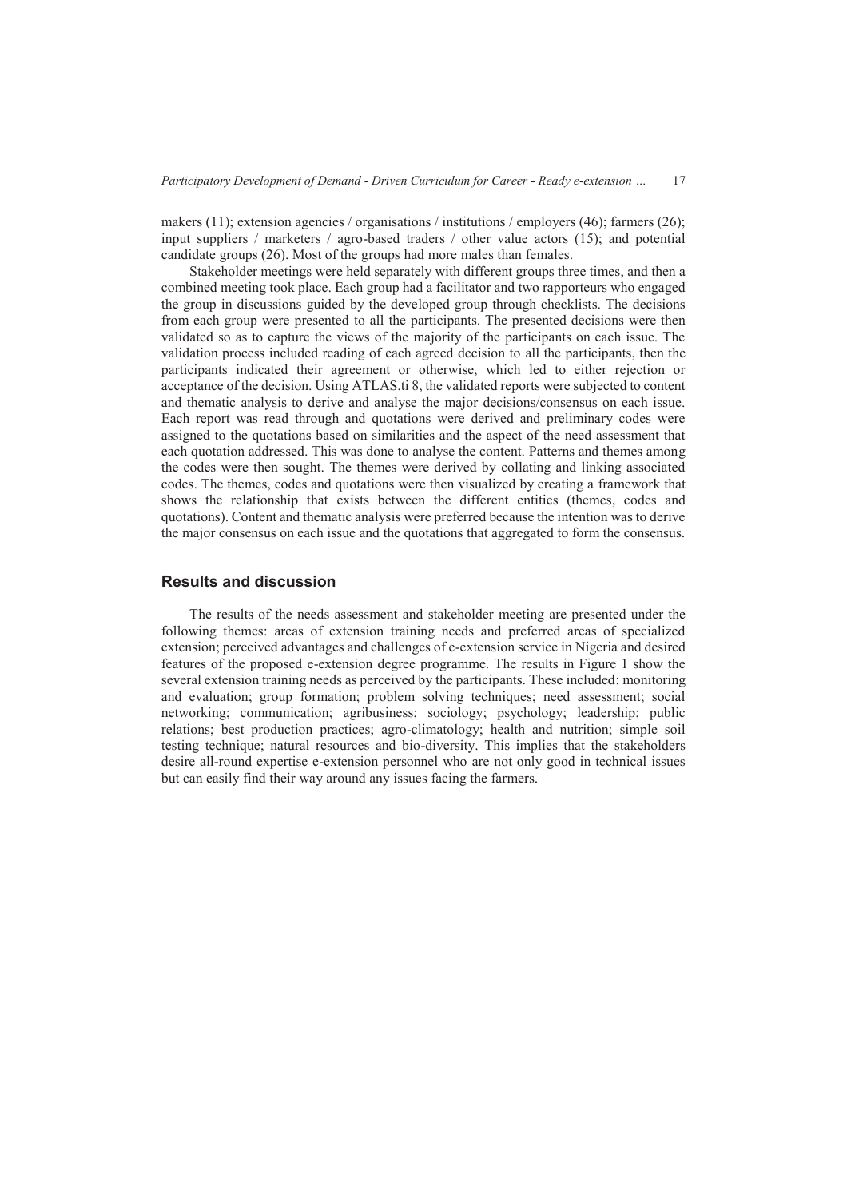makers (11); extension agencies / organisations / institutions / employers (46); farmers (26); input suppliers / marketers / agro-based traders / other value actors (15); and potential candidate groups (26). Most of the groups had more males than females.

Stakeholder meetings were held separately with different groups three times, and then a combined meeting took place. Each group had a facilitator and two rapporteurs who engaged the group in discussions guided by the developed group through checklists. The decisions from each group were presented to all the participants. The presented decisions were then validated so as to capture the views of the majority of the participants on each issue. The validation process included reading of each agreed decision to all the participants, then the participants indicated their agreement or otherwise, which led to either rejection or acceptance of the decision. Using ATLAS.ti 8, the validated reports were subjected to content and thematic analysis to derive and analyse the major decisions/consensus on each issue. Each report was read through and quotations were derived and preliminary codes were assigned to the quotations based on similarities and the aspect of the need assessment that each quotation addressed. This was done to analyse the content. Patterns and themes among the codes were then sought. The themes were derived by collating and linking associated codes. The themes, codes and quotations were then visualized by creating a framework that shows the relationship that exists between the different entities (themes, codes and quotations). Content and thematic analysis were preferred because the intention was to derive the major consensus on each issue and the quotations that aggregated to form the consensus.

## Results and discussion

The results of the needs assessment and stakeholder meeting are presented under the following themes: areas of extension training needs and preferred areas of specialized extension; perceived advantages and challenges of e-extension service in Nigeria and desired features of the proposed e-extension degree programme. The results in Figure 1 show the several extension training needs as perceived by the participants. These included: monitoring and evaluation; group formation; problem solving techniques; need assessment; social networking; communication; agribusiness; sociology; psychology; leadership; public relations; best production practices; agro-climatology; health and nutrition; simple soil testing technique; natural resources and bio-diversity. This implies that the stakeholders desire all-round expertise e-extension personnel who are not only good in technical issues but can easily find their way around any issues facing the farmers.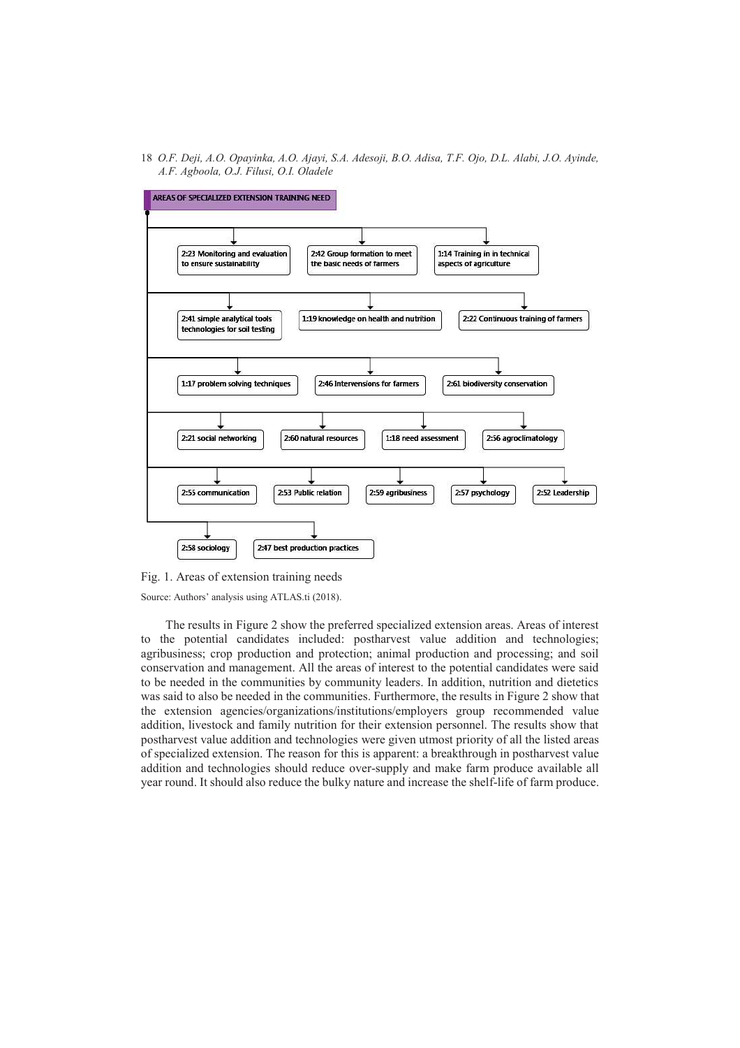AREAS OF SPECIALIZED EXTENSION TRAINING NEED

- 2:23 Monitoring and evaluation to ensure sustainability
- 2:42 Group formation to meet the basic needs of farmers
- 1:14 Training in in technical aspects of agriculture
- 2:41 simple analytical tools technologies for soil testing
- 1:19 knowledge on health and nutrition
- 2:22 Continuous training of farmers
- 1:17 problem solving techniques
- 2:46 Intervensions for farmers
- 2:61 biodiversity conservation
- 2:21 social networking
- 2:60 natural resources
- 1:18 need assessment
- 2:56 agroclimatology
- 2:55 communication
- 2:53 Public relation
- 2:59 agribusiness
- 2:57 psychology
- 2:52 Leadership
- 2:58 sociology
- 2:47 best production practices

Fig. 1. Areas of extension training needs

Source: Authors' analysis using ATLAS.ti (2018).

The results in Figure 2 show the preferred specialized extension areas. Areas of interest to the potential candidates included: postharvest value addition and technologies; agribusiness; crop production and protection; animal production and processing; and soil conservation and management. All the areas of interest to the potential candidates were said to be needed in the communities by community leaders. In addition, nutrition and dietetics was said to also be needed in the communities. Furthermore, the results in Figure 2 show that the extension agencies/organizations/institutions/employers group recommended value addition, livestock and family nutrition for their extension personnel. The results show that postharvest value addition and technologies were given utmost priority of all the listed areas of specialized extension. The reason for this is apparent: a breakthrough in postharvest value addition and technologies should reduce over-supply and make farm produce available all year round. It should also reduce the bulky nature and increase the shelf-life of farm produce.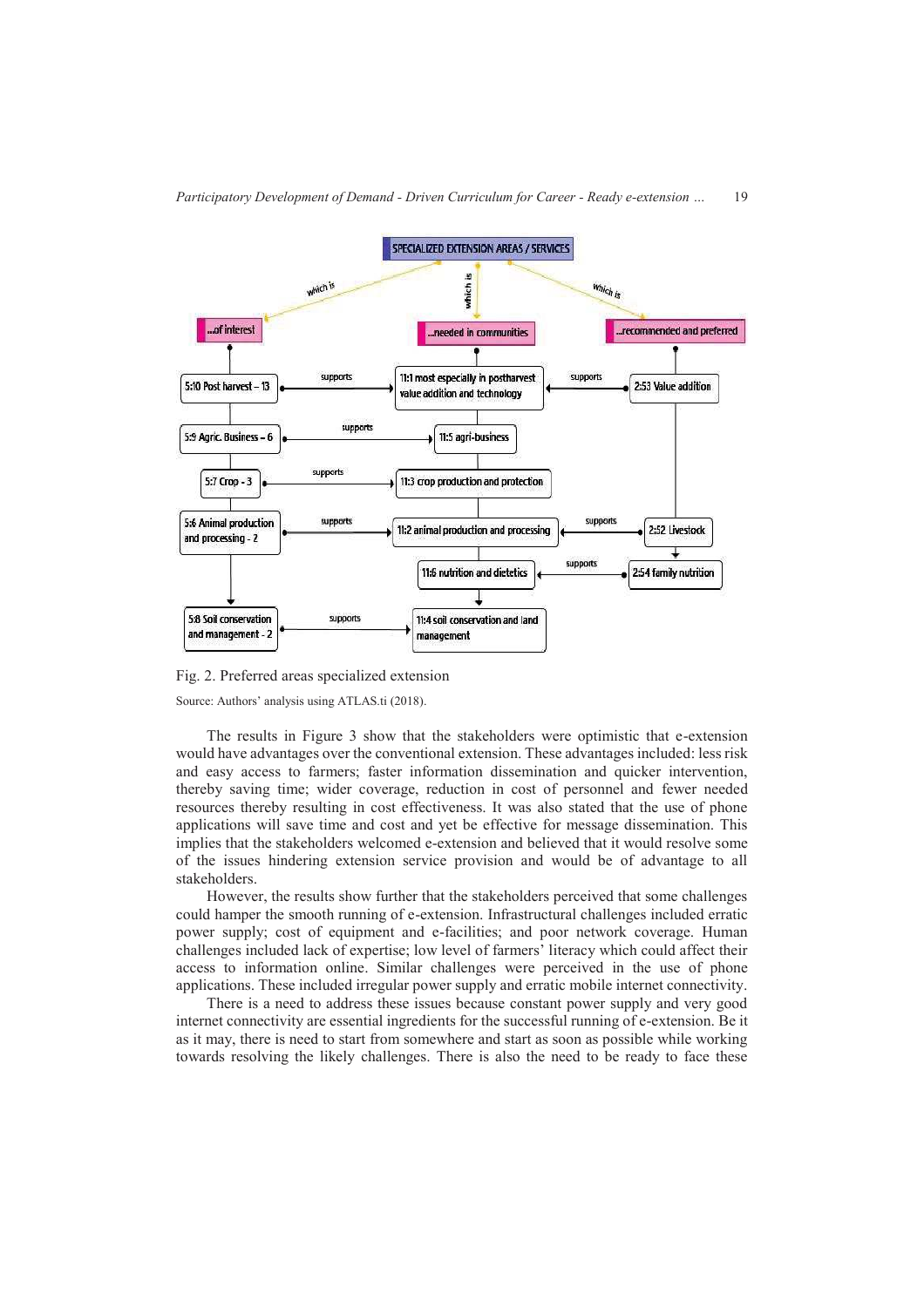Fig. 2. Preferred areas specialized extension

Source: Authors' analysis using ATLAS.ti (2018).

The results in Figure 3 show that the stakeholders were optimistic that e-extension would have advantages over the conventional extension. These advantages included: less risk and easy access to farmers; faster information dissemination and quicker intervention, thereby saving time; wider coverage, reduction in cost of personnel and fewer needed resources thereby resulting in cost effectiveness. It was also stated that the use of phone applications will save time and cost and yet be effective for message dissemination. This implies that the stakeholders welcomed e-extension and believed that it would resolve some of the issues hindering extension service provision and would be of advantage to all stakeholders.

However, the results show further that the stakeholders perceived that some challenges could hamper the smooth running of e-extension. Infrastructural challenges included erratic power supply; cost of equipment and e-facilities; and poor network coverage. Human challenges included lack of expertise; low level of farmers' literacy which could affect their access to information online. Similar challenges were perceived in the use of phone applications. These included irregular power supply and erratic mobile internet connectivity.

There is a need to address these issues because constant power supply and very good internet connectivity are essential ingredients for the successful running of e-extension. Be it as it may, there is need to start from somewhere and start as soon as possible while working towards resolving the likely challenges. There is also the need to be ready to face these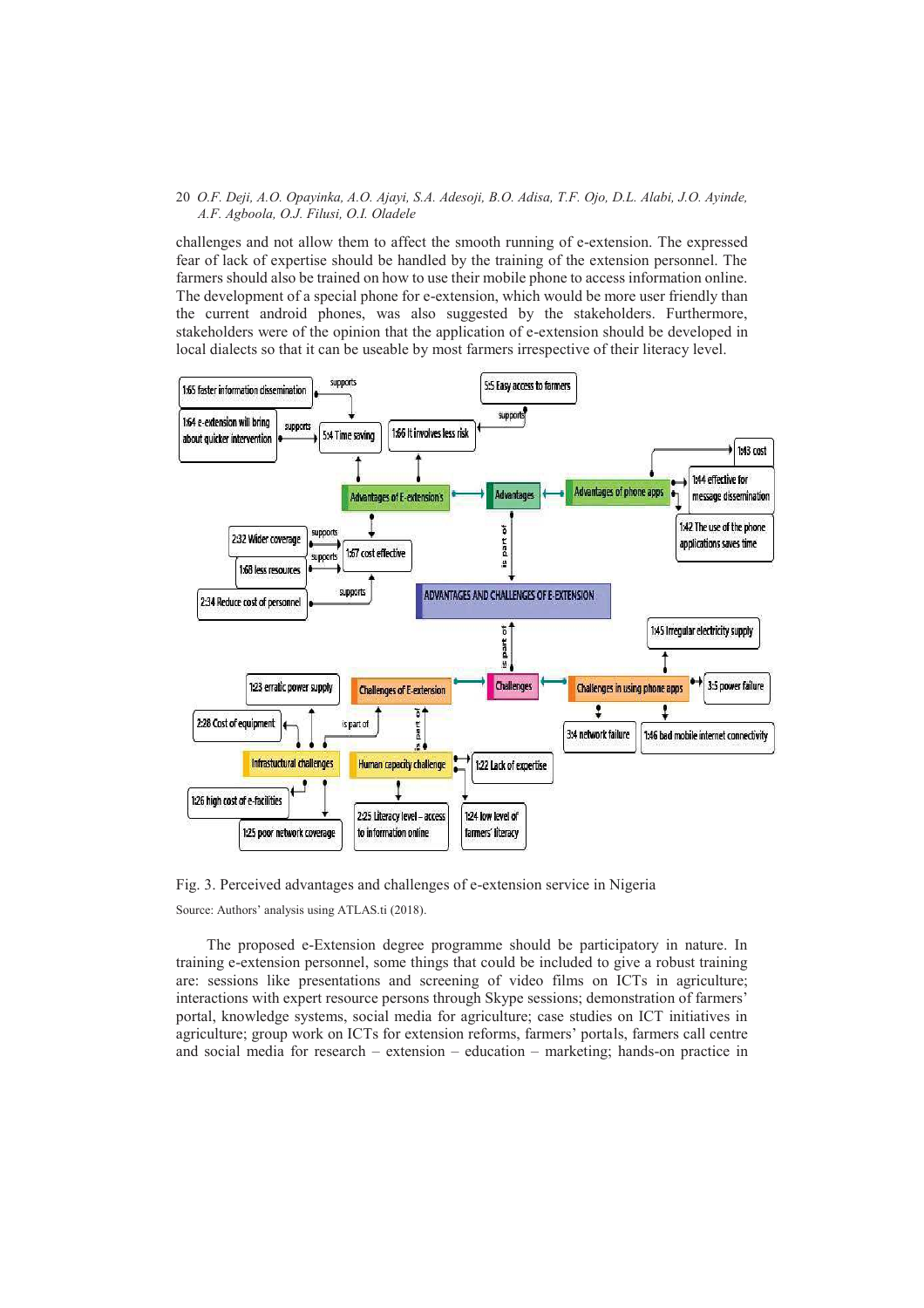challenges and not allow them to affect the smooth running of e-extension. The expressed fear of lack of expertise should be handled by the training of the extension personnel. The farmers should also be trained on how to use their mobile phone to access information online. The development of a special phone for e-extension, which would be more user friendly than the current android phones, was also suggested by the stakeholders. Furthermore, stakeholders were of the opinion that the application of e-extension should be developed in local dialects so that it can be useable by most farmers irrespective of their literacy level.

Fig. 3. Perceived advantages and challenges of e-extension service in Nigeria

Source: Authors' analysis using ATLAS.ti (2018).

The proposed e-Extension degree programme should be participatory in nature. In training e-extension personnel, some things that could be included to give a robust training are: sessions like presentations and screening of video films on ICTs in agriculture; interactions with expert resource persons through Skype sessions; demonstration of farmers' portal, knowledge systems, social media for agriculture; case studies on ICT initiatives in agriculture; group work on ICTs for extension reforms, farmers' portals, farmers call centre and social media for research – extension – education – marketing; hands-on practice in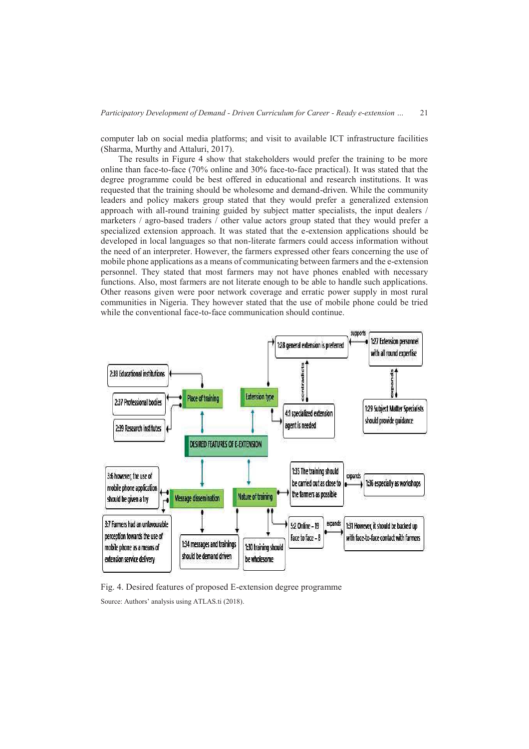computer lab on social media platforms; and visit to available ICT infrastructure facilities (Sharma, Murthy and Attaluri, 2017).

The results in Figure 4 show that stakeholders would prefer the training to be more online than face-to-face (70% online and 30% face-to-face practical). It was stated that the degree programme could be best offered in educational and research institutions. It was requested that the training should be wholesome and demand-driven. While the community leaders and policy makers group stated that they would prefer a generalized extension approach with all-round training guided by subject matter specialists, the input dealers / marketers / agro-based traders / other value actors group stated that they would prefer a specialized extension approach. It was stated that the e-extension applications should be developed in local languages so that non-literate farmers could access information without the need of an interpreter. However, the farmers expressed other fears concerning the use of mobile phone applications as a means of communicating between farmers and the e-extension personnel. They stated that most farmers may not have phones enabled with necessary functions. Also, most farmers are not literate enough to be able to handle such applications. Other reasons given were poor network coverage and erratic power supply in most rural communities in Nigeria. They however stated that the use of mobile phone could be tried while the conventional face-to-face communication should continue.

Fig. 4. Desired features of proposed E-extension degree programme

Source: Authors' analysis using ATLAS.ti (2018).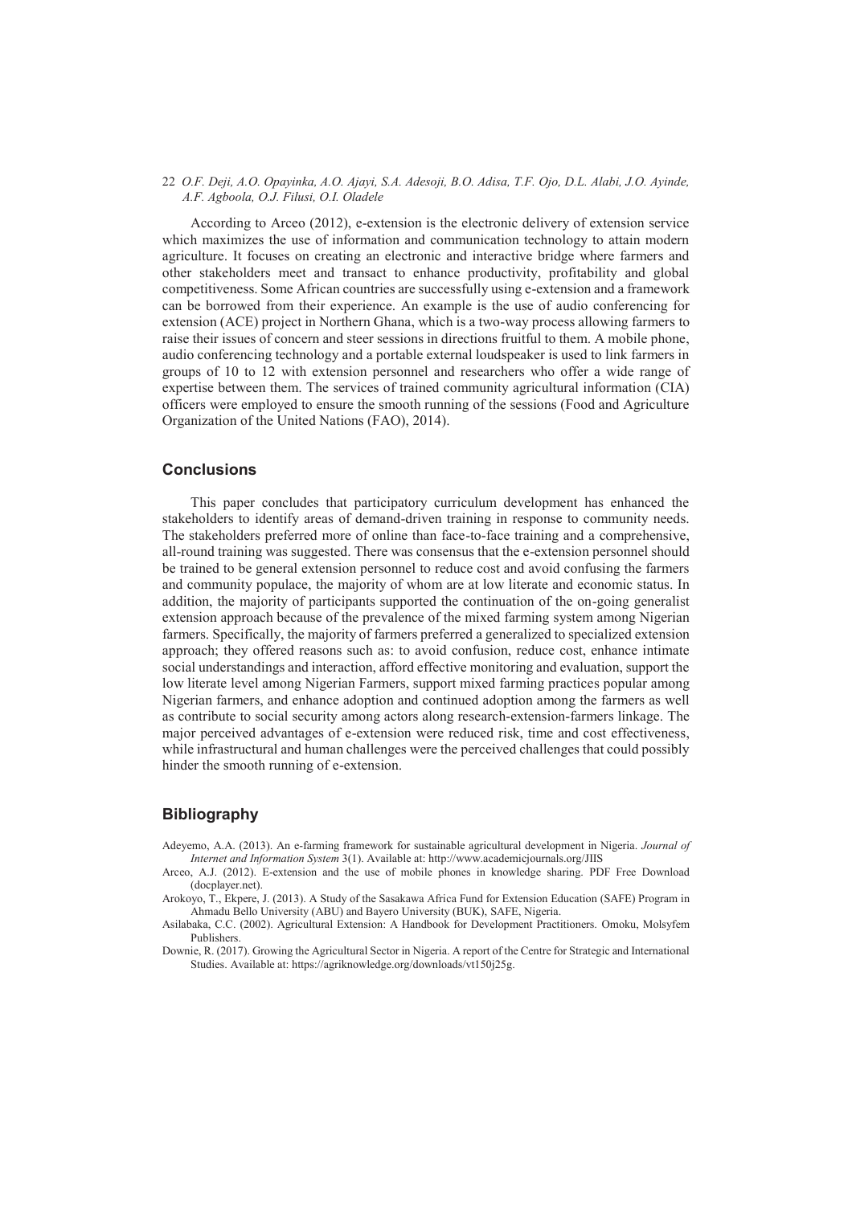According to Arceo (2012), e-extension is the electronic delivery of extension service which maximizes the use of information and communication technology to attain modern agriculture. It focuses on creating an electronic and interactive bridge where farmers and other stakeholders meet and transact to enhance productivity, profitability and global competitiveness. Some African countries are successfully using e-extension and a framework can be borrowed from their experience. An example is the use of audio conferencing for extension (ACE) project in Northern Ghana, which is a two-way process allowing farmers to raise their issues of concern and steer sessions in directions fruitful to them. A mobile phone, audio conferencing technology and a portable external loudspeaker is used to link farmers in groups of 10 to 12 with extension personnel and researchers who offer a wide range of expertise between them. The services of trained community agricultural information (CIA) officers were employed to ensure the smooth running of the sessions (Food and Agriculture Organization of the United Nations (FAO), 2014).

## Conclusions

This paper concludes that participatory curriculum development has enhanced the stakeholders to identify areas of demand-driven training in response to community needs. The stakeholders preferred more of online than face-to-face training and a comprehensive, all-round training was suggested. There was consensus that the e-extension personnel should be trained to be general extension personnel to reduce cost and avoid confusing the farmers and community populace, the majority of whom are at low literate and economic status. In addition, the majority of participants supported the continuation of the on-going generalist extension approach because of the prevalence of the mixed farming system among Nigerian farmers. Specifically, the majority of farmers preferred a generalized to specialized extension approach; they offered reasons such as: to avoid confusion, reduce cost, enhance intimate social understandings and interaction, afford effective monitoring and evaluation, support the low literate level among Nigerian Farmers, support mixed farming practices popular among Nigerian farmers, and enhance adoption and continued adoption among the farmers as well as contribute to social security among actors along research-extension-farmers linkage. The major perceived advantages of e-extension were reduced risk, time and cost effectiveness, while infrastructural and human challenges were the perceived challenges that could possibly hinder the smooth running of e-extension.

## Bibliography

Adeyemo, A.A. (2013). An e-farming framework for sustainable agricultural development in Nigeria. *Journal of Internet and Information System* 3(1). Available at: http://www.academicjournals.org/JIIS

Arceo, A.J. (2012). E-extension and the use of mobile phones in knowledge sharing. PDF Free Download (docplayer.net).

Arokoyo, T., Ekpere, J. (2013). A Study of the Sasakawa Africa Fund for Extension Education (SAFE) Program in Ahmadu Bello University (ABU) and Bayero University (BUK), SAFE, Nigeria.

Asilabaka, C.C. (2002). Agricultural Extension: A Handbook for Development Practitioners. Omoku, Molsyfem Publishers.

Downie, R. (2017). Growing the Agricultural Sector in Nigeria. A report of the Centre for Strategic and International Studies. Available at: https://agriknowledge.org/downloads/vt150j25g.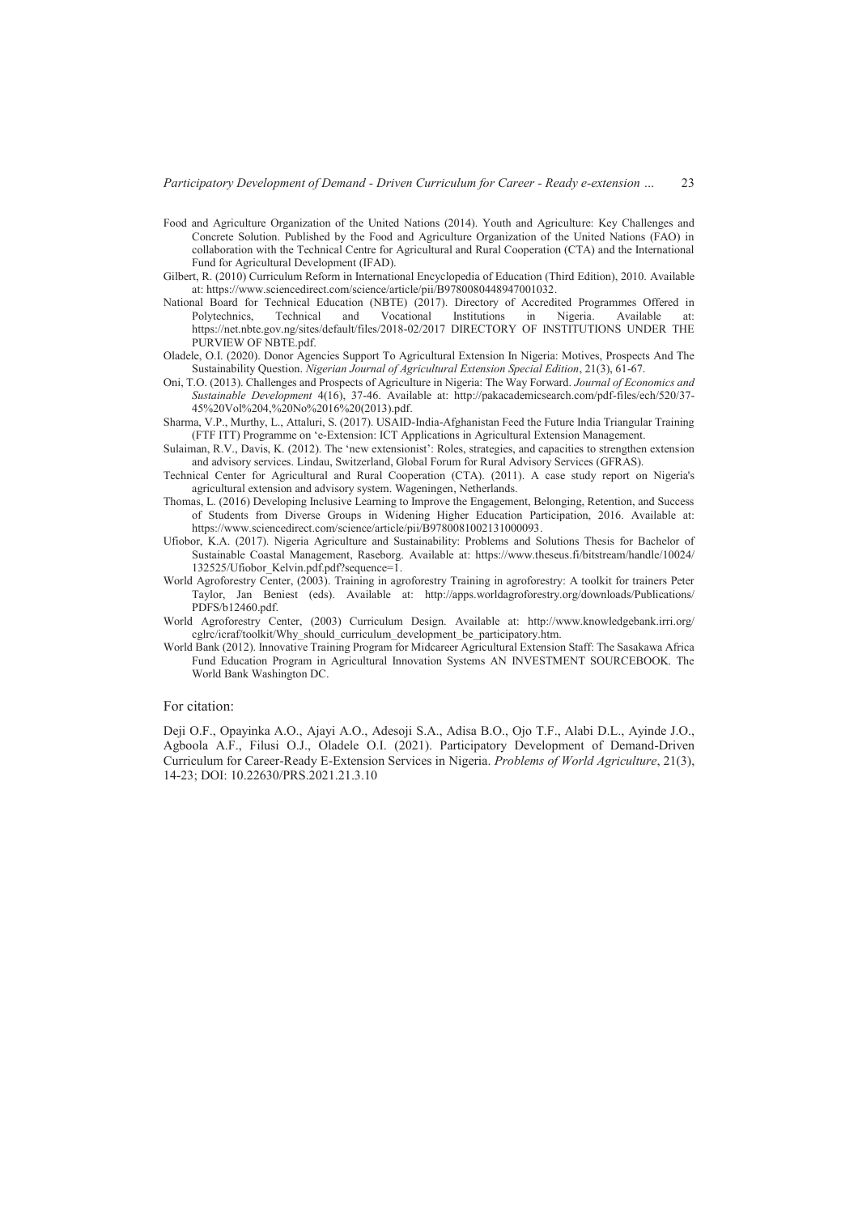Food and Agriculture Organization of the United Nations (2014). Youth and Agriculture: Key Challenges and Concrete Solution. Published by the Food and Agriculture Organization of the United Nations (FAO) in collaboration with the Technical Centre for Agricultural and Rural Cooperation (CTA) and the International Fund for Agricultural Development (IFAD).

Gilbert, R. (2010) Curriculum Reform in International Encyclopedia of Education (Third Edition), 2010. Available at: https://www.sciencedirect.com/science/article/pii/B9780080448947001032.

National Board for Technical Education (NBTE) (2017). Directory of Accredited Programmes Offered in Polytechnics, Technical and Vocational Institutions in Nigeria. Available at: https://net.nbte.gov.ng/sites/default/files/2018-02/2017 DIRECTORY OF INSTITUTIONS UNDER THE PURVIEW OF NBTE.pdf.

Oladele, O.I. (2020). Donor Agencies Support To Agricultural Extension In Nigeria: Motives, Prospects And The Sustainability Question. *Nigerian Journal of Agricultural Extension Special Edition*, 21(3), 61-67.

Oni, T.O. (2013). Challenges and Prospects of Agriculture in Nigeria: The Way Forward. *Journal of Economics and Sustainable Development* 4(16), 37-46. Available at: http://pakacademicsearch.com/pdf-files/ech/520/37-45%20Vol%204,%20No%2016%20(2013).pdf.

Sharma, V.P., Murthy, L., Attaluri, S. (2017). USAID-India-Afghanistan Feed the Future India Triangular Training (FTF ITT) Programme on 'e-Extension: ICT Applications in Agricultural Extension Management.

Sulaiman, R.V., Davis, K. (2012). The 'new extensionist': Roles, strategies, and capacities to strengthen extension and advisory services. Lindau, Switzerland, Global Forum for Rural Advisory Services (GFRAS).

Technical Center for Agricultural and Rural Cooperation (CTA). (2011). A case study report on Nigeria's agricultural extension and advisory system. Wageningen, Netherlands.

Thomas, L. (2016) Developing Inclusive Learning to Improve the Engagement, Belonging, Retention, and Success of Students from Diverse Groups in Widening Higher Education Participation, 2016. Available at: https://www.sciencedirect.com/science/article/pii/B9780081002131000093.

Ufiobor, K.A. (2017). Nigeria Agriculture and Sustainability: Problems and Solutions Thesis for Bachelor of Sustainable Coastal Management, Raseborg. Available at: https://www.theseus.fi/bitstream/handle/10024/132525/Ufiobor_Kelvin.pdf.pdf?sequence=1.

World Agroforestry Center, (2003). Training in agroforestry Training in agroforestry: A toolkit for trainers Peter Taylor, Jan Beniest (eds). Available at: http://apps.worldagroforestry.org/downloads/Publications/PDFS/b12460.pdf.

World Agroforestry Center, (2003) Curriculum Design. Available at: http://www.knowledgebank.irri.org/cglrc/icraf/toolkit/Why_should_curriculum_development_be_participatory.htm.

World Bank (2012). Innovative Training Program for Midcareer Agricultural Extension Staff: The Sasakawa Africa Fund Education Program in Agricultural Innovation Systems AN INVESTMENT SOURCEBOOK. The World Bank Washington DC.

For citation:

Deji O.F., Opayinka A.O., Ajayi A.O., Adesoji S.A., Adisa B.O., Ojo T.F., Alabi D.L., Ayinde J.O., Agboola A.F., Filusi O.J., Oladele O.I. (2021). Participatory Development of Demand-Driven Curriculum for Career-Ready E-Extension Services in Nigeria. *Problems of World Agriculture*, 21(3), 14-23; DOI: 10.22630/PRS.2021.21.3.10